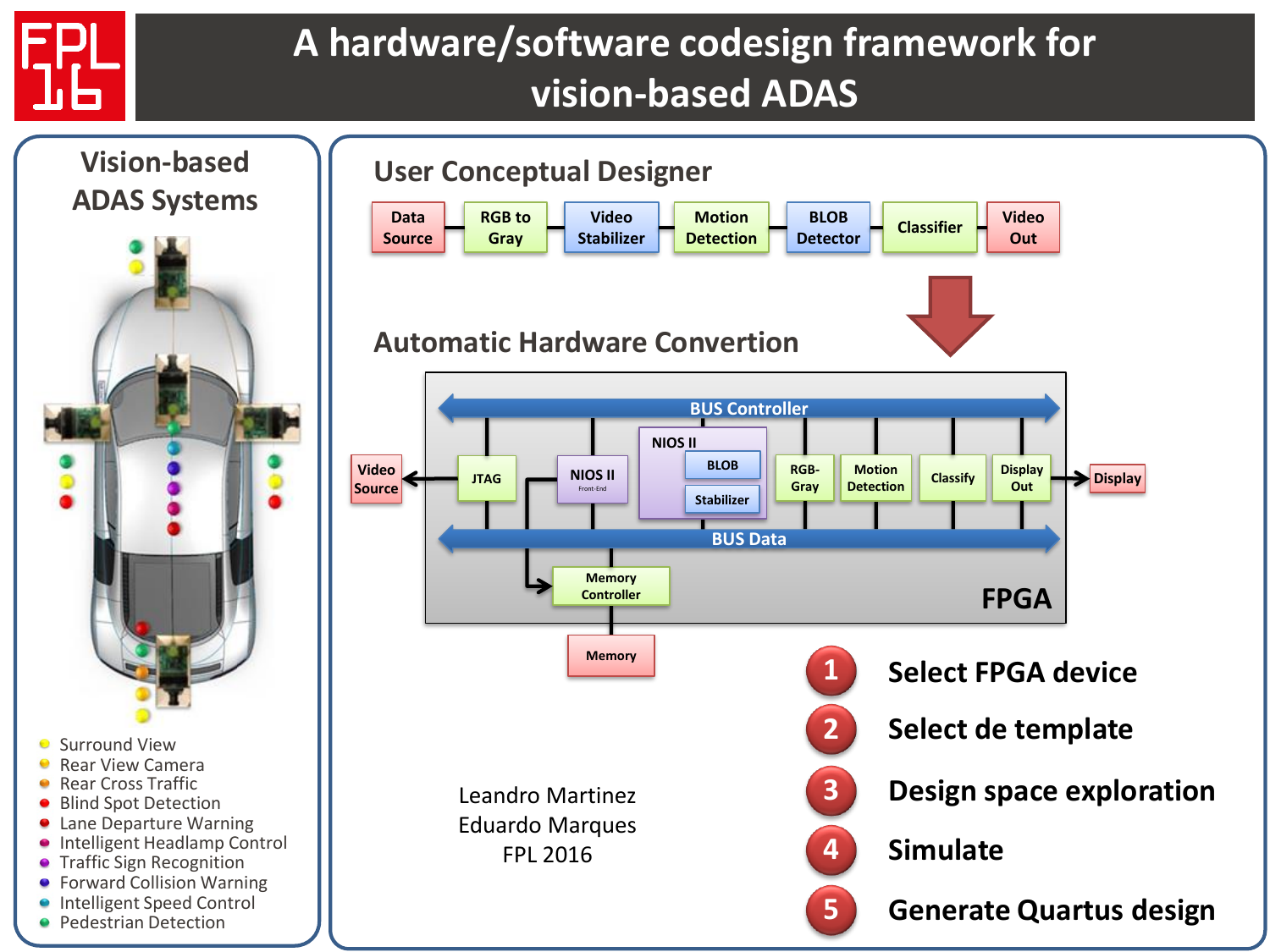# A hardware/software codesign framework for vision-based ADAS

## Vision-based ADAS Systems

- Surround View
- Rear View Camera
- Rear Cross Traffic
- Blind Spot Detection
- Lane Departure Warning
- Intelligent Headlamp Control
- Traffic Sign Recognition
- Forward Collision Warning
- Intelligent Speed Control
- Pedestrian Detection

## User Conceptual Designer

Data Source → RGB to Gray → Video Stabilizer → Motion Detection → BLOB Detector → Classifier → Video Out

## Automatic Hardware Convertion

FPGA: BUS Controller, BUS Data, JTAG, NIOS II Front-End, NIOS II (BLOB, Stabilizer), RGB-Gray, Motion Detection, Classify, Display Out, Memory Controller

Video Source, Display, Memory

1. Select FPGA device
2. Select de template
3. Design space exploration
4. Simulate
5. Generate Quartus design

Leandro Martinez
Eduardo Marques
FPL 2016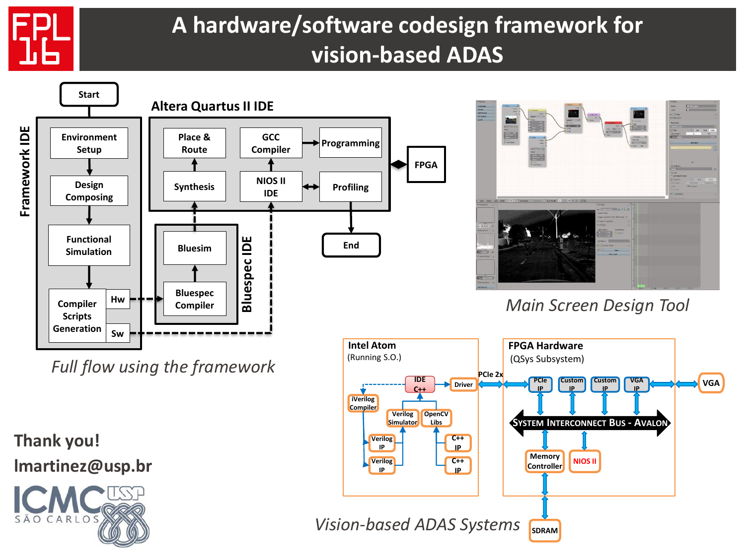# A hardware/software codesign framework for vision-based ADAS

Framework IDE

Start

Environment Setup

Design Composing

Functional Simulation

Compiler Scripts Generation

Hw

Sw

Altera Quartus II IDE

Place & Route

GCC Compiler

Programming

Synthesis

NIOS II IDE

Profiling

FPGA

End

Bluespec IDE

Bluesim

Bluespec Compiler

*Full flow using the framework*

*Main Screen Design Tool*

Intel Atom

(Running S.O.)

IDE C++

Driver

iVerilog Compiler

Verilog Simulator

OpenCV Libs

Verilog IP

Verilog IP

C++ IP

C++ IP

PCIe 2x

FPGA Hardware

(QSys Subsystem)

PCIe IP

Custom IP

Custom IP

VGA IP

VGA

System Interconnect Bus - Avalon

Memory Controller

NIOS II

SDRAM

*Vision-based ADAS Systems*

**Thank you!**

**lmartinez@usp.br**

ICMC USP SÃO CARLOS